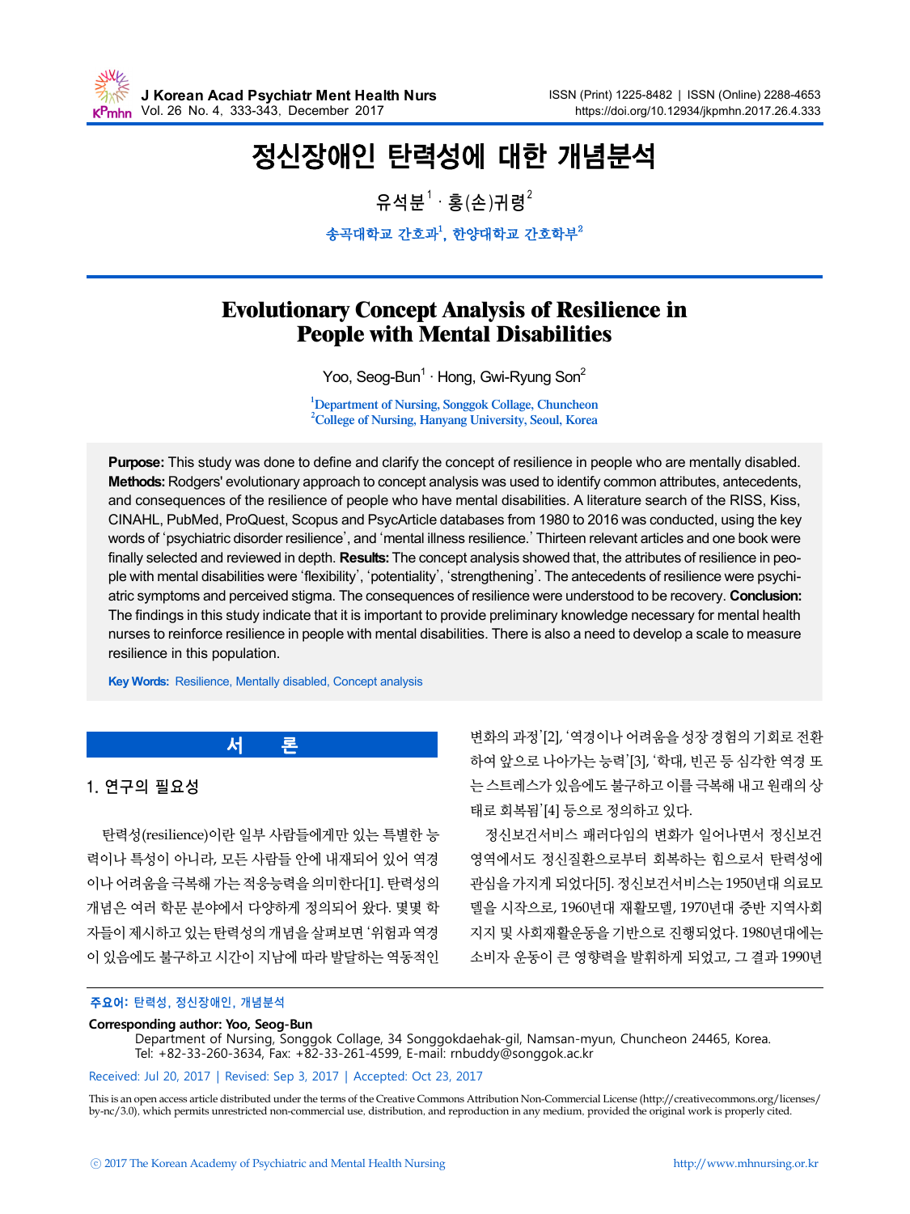# 정신장애인 탄력성에 대한 개념분석

유석분[1] · 홍(손)귀령[2]

송곡대학교 간호과[1], 한양대학교 간호학부[2]

# Evolutionary Concept Analysis of Resilience in People with Mental Disabilities

Yoo, Seog-Bun[1] · Hong, Gwi-Ryung Son[2]

[1]Department of Nursing, Songgok Collage, Chuncheon
[2]College of Nursing, Hanyang University, Seoul, Korea

**Purpose:** This study was done to define and clarify the concept of resilience in people who are mentally disabled. **Methods:** Rodgers' evolutionary approach to concept analysis was used to identify common attributes, antecedents, and consequences of the resilience of people who have mental disabilities. A literature search of the RISS, Kiss, CINAHL, PubMed, ProQuest, Scopus and PsycArticle databases from 1980 to 2016 was conducted, using the key words of 'psychiatric disorder resilience', and 'mental illness resilience.' Thirteen relevant articles and one book were finally selected and reviewed in depth. **Results:** The concept analysis showed that, the attributes of resilience in people with mental disabilities were 'flexibility', 'potentiality', 'strengthening'. The antecedents of resilience were psychiatric symptoms and perceived stigma. The consequences of resilience were understood to be recovery. **Conclusion:** The findings in this study indicate that it is important to provide preliminary knowledge necessary for mental health nurses to reinforce resilience in people with mental disabilities. There is also a need to develop a scale to measure resilience in this population.

**Key Words:** Resilience, Mentally disabled, Concept analysis

## 서 론

### 1. 연구의 필요성

탄력성(resilience)이란 일부 사람들에게만 있는 특별한 능력이나 특성이 아니라, 모든 사람들 안에 내재되어 있어 역경이나 어려움을 극복해 가는 적응능력을 의미한다[1]. 탄력성의 개념은 여러 학문 분야에서 다양하게 정의되어 왔다. 몇몇 학자들이 제시하고 있는 탄력성의 개념을 살펴보면 '위험과 역경이 있음에도 불구하고 시간이 지남에 따라 발달하는 역동적인 변화의 과정'[2], '역경이나 어려움을 성장 경험의 기회로 전환하여 앞으로 나아가는 능력'[3], '학대, 빈곤 등 심각한 역경 또는 스트레스가 있음에도 불구하고 이를 극복해 내고 원래의 상태로 회복됨'[4] 등으로 정의하고 있다.

정신보건서비스 패러다임의 변화가 일어나면서 정신보건 영역에서도 정신질환으로부터 회복하는 힘으로서 탄력성에 관심을 가지게 되었다[5]. 정신보건서비스는 1950년대 의료모델을 시작으로, 1960년대 재활모델, 1970년대 중반 지역사회 지지 및 사회재활운동을 기반으로 진행되었다. 1980년대에는 소비자 운동이 큰 영향력을 발휘하게 되었고, 그 결과 1990년

**주요어:** 탄력성, 정신장애인, 개념분석

**Corresponding author:** Yoo, Seog-Bun
Department of Nursing, Songgok Collage, 34 Songgokdaehak-gil, Namsan-myun, Chuncheon 24465, Korea.
Tel: +82-33-260-3634, Fax: +82-33-261-4599, E-mail: rnbuddy@songgok.ac.kr

Received: Jul 20, 2017 | Revised: Sep 3, 2017 | Accepted: Oct 23, 2017

This is an open access article distributed under the terms of the Creative Commons Attribution Non-Commercial License (http://creativecommons.org/licenses/by-nc/3.0), which permits unrestricted non-commercial use, distribution, and reproduction in any medium, provided the original work is properly cited.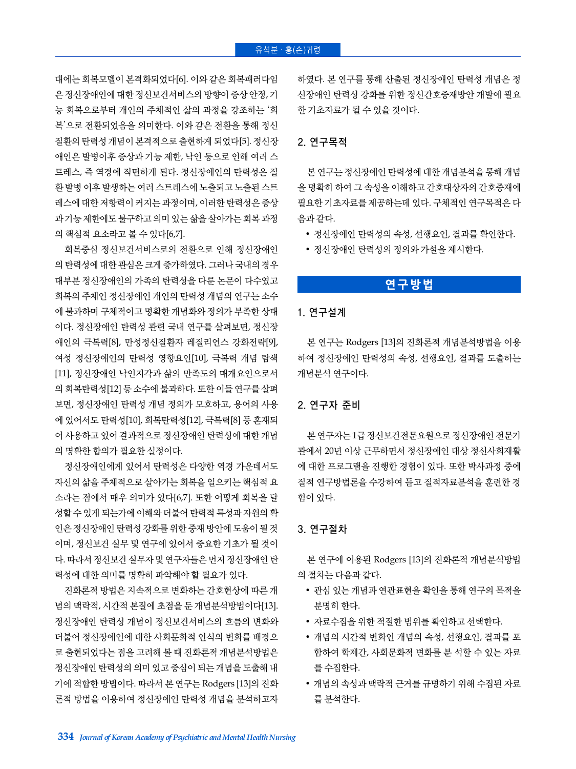대에는 회복모델이 본격화되었다[6]. 이와 같은 회복패러다임은 정신장애인에 대한 정신보건서비스의 방향이 증상 안정, 기능 회복으로부터 개인의 주체적인 삶의 과정을 강조하는 '회복'으로 전환되었음을 의미한다. 이와 같은 전환을 통해 정신질환의 탄력성 개념이 본격적으로 출현하게 되었다[5]. 정신장애인은 발병이후 증상과 기능 제한, 낙인 등으로 인해 여러 스트레스, 즉 역경에 직면하게 된다. 정신장애인의 탄력성은 질환 발병 이후 발생하는 여러 스트레스에 노출되고 노출된 스트레스에 대한 저항력이 커지는 과정이며, 이러한 탄력성은 증상과 기능 제한에도 불구하고 의미 있는 삶을 살아가는 회복 과정의 핵심적 요소라고 볼 수 있다[6,7].

회복중심 정신보건서비스로의 전환으로 인해 정신장애인의 탄력성에 대한 관심은 크게 증가하였다. 그러나 국내의 경우 대부분 정신장애인의 가족의 탄력성을 다룬 논문이 다수였고 회복의 주체인 정신장애인 개인의 탄력성 개념의 연구는 소수에 불과하며 구체적이고 명확한 개념화와 정의가 부족한 상태이다. 정신장애인 탄력성 관련 국내 연구를 살펴보면, 정신장애인의 극복력[8], 만성정신질환자 레질리언스 강화전략[9], 여성 정신장애인의 탄력성 영향요인[10], 극복력 개념 탐색[11], 정신장애인 낙인지각과 삶의 만족도의 매개요인으로서의 회복탄력성[12] 등 소수에 불과하다. 또한 이들 연구를 살펴보면, 정신장애인 탄력성 개념 정의가 모호하고, 용어의 사용에 있어서도 탄력성[10], 회복탄력성[12], 극복력[8] 등 혼재되어 사용하고 있어 결과적으로 정신장애인 탄력성에 대한 개념의 명확한 합의가 필요한 실정이다.

정신장애인에게 있어서 탄력성은 다양한 역경 가운데서도 자신의 삶을 주체적으로 살아가는 회복을 일으키는 핵심적 요소라는 점에서 매우 의미가 있다[6,7]. 또한 어떻게 회복을 달성할 수 있게 되는가에 이해와 더불어 탄력적 특성과 자원의 확인은 정신장애인 탄력성 강화를 위한 중재 방안에 도움이 될 것이며, 정신보건 실무 및 연구에 있어서 중요한 기초가 될 것이다. 따라서 정신보건 실무자 및 연구자들은 먼저 정신장애인 탄력성에 대한 의미를 명확히 파악해야 할 필요가 있다.

진화론적 방법은 지속적으로 변화하는 간호현상에 따른 개념의 맥락적, 시간적 본질에 초점을 둔 개념분석방법이다[13]. 정신장애인 탄력성 개념이 정신보건서비스의 흐름의 변화와 더불어 정신장애인에 대한 사회문화적 인식의 변화를 배경으로 출현되었다는 점을 고려해 볼 때 진화론적 개념분석방법은 정신장애인 탄력성의 의미 있고 중심이 되는 개념을 도출해 내기에 적합한 방법이다. 따라서 본 연구는 Rodgers [13]의 진화론적 방법을 이용하여 정신장애인 탄력성 개념을 분석하고자 하였다. 본 연구를 통해 산출된 정신장애인 탄력성 개념은 정신장애인 탄력성 강화를 위한 정신간호중재방안 개발에 필요한 기초자료가 될 수 있을 것이다.

## 2. 연구목적

본 연구는 정신장애인 탄력성에 대한 개념분석을 통해 개념을 명확히 하여 그 속성을 이해하고 간호대상자의 간호중재에 필요한 기초자료를 제공하는데 있다. 구체적인 연구목적은 다음과 같다.

- 정신장애인 탄력성의 속성, 선행요인, 결과를 확인한다.
- 정신장애인 탄력성의 정의와 가설을 제시한다.

# 연구방법

## 1. 연구설계

본 연구는 Rodgers [13]의 진화론적 개념분석방법을 이용하여 정신장애인 탄력성의 속성, 선행요인, 결과를 도출하는 개념분석 연구이다.

## 2. 연구자 준비

본 연구자는 1급 정신보건전문요원으로 정신장애인 전문기관에서 20년 이상 근무하면서 정신장애인 대상 정신사회재활에 대한 프로그램을 진행한 경험이 있다. 또한 박사과정 중에 질적 연구방법론을 수강하여 듣고 질적자료분석을 훈련한 경험이 있다.

## 3. 연구절차

본 연구에 이용된 Rodgers [13]의 진화론적 개념분석방법의 절차는 다음과 같다.

- 관심 있는 개념과 연관표현을 확인을 통해 연구의 목적을 분명히 한다.
- 자료수집을 위한 적절한 범위를 확인하고 선택한다.
- 개념의 시간적 변화인 개념의 속성, 선행요인, 결과를 포함하여 학제간, 사회문화적 변화를 분 석할 수 있는 자료를 수집한다.
- 개념의 속성과 맥락적 근거를 규명하기 위해 수집된 자료를 분석한다.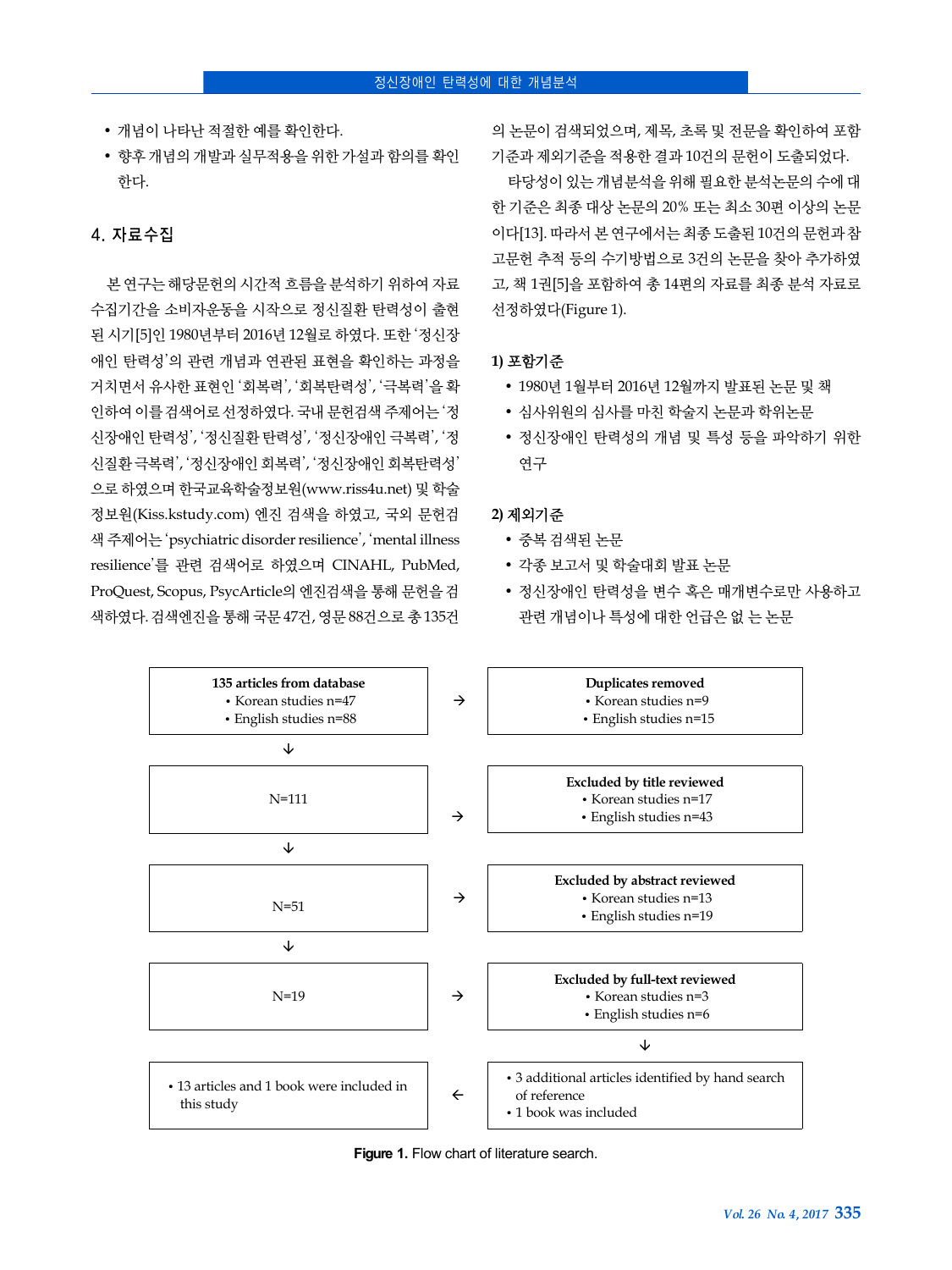- 개념이 나타난 적절한 예를 확인한다.
- 향후 개념의 개발과 실무적용을 위한 가설과 함의를 확인한다.

## 4. 자료수집

본 연구는 해당문헌의 시간적 흐름을 분석하기 위하여 자료 수집기간을 소비자운동을 시작으로 정신질환 탄력성이 출현된 시기[5]인 1980년부터 2016년 12월로 하였다. 또한 '정신장애인 탄력성'의 관련 개념과 연관된 표현을 확인하는 과정을 거치면서 유사한 표현인 '회복력', '회복탄력성', '극복력'을 확인하여 이를 검색어로 선정하였다. 국내 문헌검색 주제어는 '정신장애인 탄력성', '정신질환 탄력성', '정신장애인 극복력', '정신질환 극복력', '정신장애인 회복력', '정신장애인 회복탄력성'으로 하였으며 한국교육학술정보원(www.riss4u.net) 및 학술정보원(Kiss.kstudy.com) 엔진 검색을 하였고, 국외 문헌검색 주제어는 'psychiatric disorder resilience', 'mental illness resilience'를 관련 검색어로 하였으며 CINAHL, PubMed, ProQuest, Scopus, PsycArticle의 엔진검색을 통해 문헌을 검색하였다. 검색엔진을 통해 국문 47건, 영문 88건으로 총 135건의 논문이 검색되었으며, 제목, 초록 및 전문을 확인하여 포함기준과 제외기준을 적용한 결과 10건의 문헌이 도출되었다.

타당성이 있는 개념분석을 위해 필요한 분석논문의 수에 대한 기준은 최종 대상 논문의 20% 또는 최소 30편 이상의 논문이다[13]. 따라서 본 연구에서는 최종 도출된 10건의 문헌과 참고문헌 추적 등의 수기방법으로 3건의 논문을 찾아 추가하였고, 책 1권[5]을 포함하여 총 14편의 자료를 최종 분석 자료로 선정하였다(Figure 1).

### 1) 포함기준

- 1980년 1월부터 2016년 12월까지 발표된 논문 및 책
- 심사위원의 심사를 마친 학술지 논문과 학위논문
- 정신장애인 탄력성의 개념 및 특성 등을 파악하기 위한 연구

### 2) 제외기준

- 중복 검색된 논문
- 각종 보고서 및 학술대회 발표 논문
- 정신장애인 탄력성을 변수 혹은 매개변수로만 사용하고 관련 개념이나 특성에 대한 언급은 없 는 논문

**135 articles from database**
- Korean studies n=47
- English studies n=88

→ **Duplicates removed**
- Korean studies n=9
- English studies n=15

↓

N=111

→ **Excluded by title reviewed**
- Korean studies n=17
- English studies n=43

↓

N=51

→ **Excluded by abstract reviewed**
- Korean studies n=13
- English studies n=19

↓

N=19

→ **Excluded by full-text reviewed**
- Korean studies n=3
- English studies n=6

↓

- 3 additional articles identified by hand search of reference
- 1 book was included

←

- 13 articles and 1 book were included in this study

**Figure 1.** Flow chart of literature search.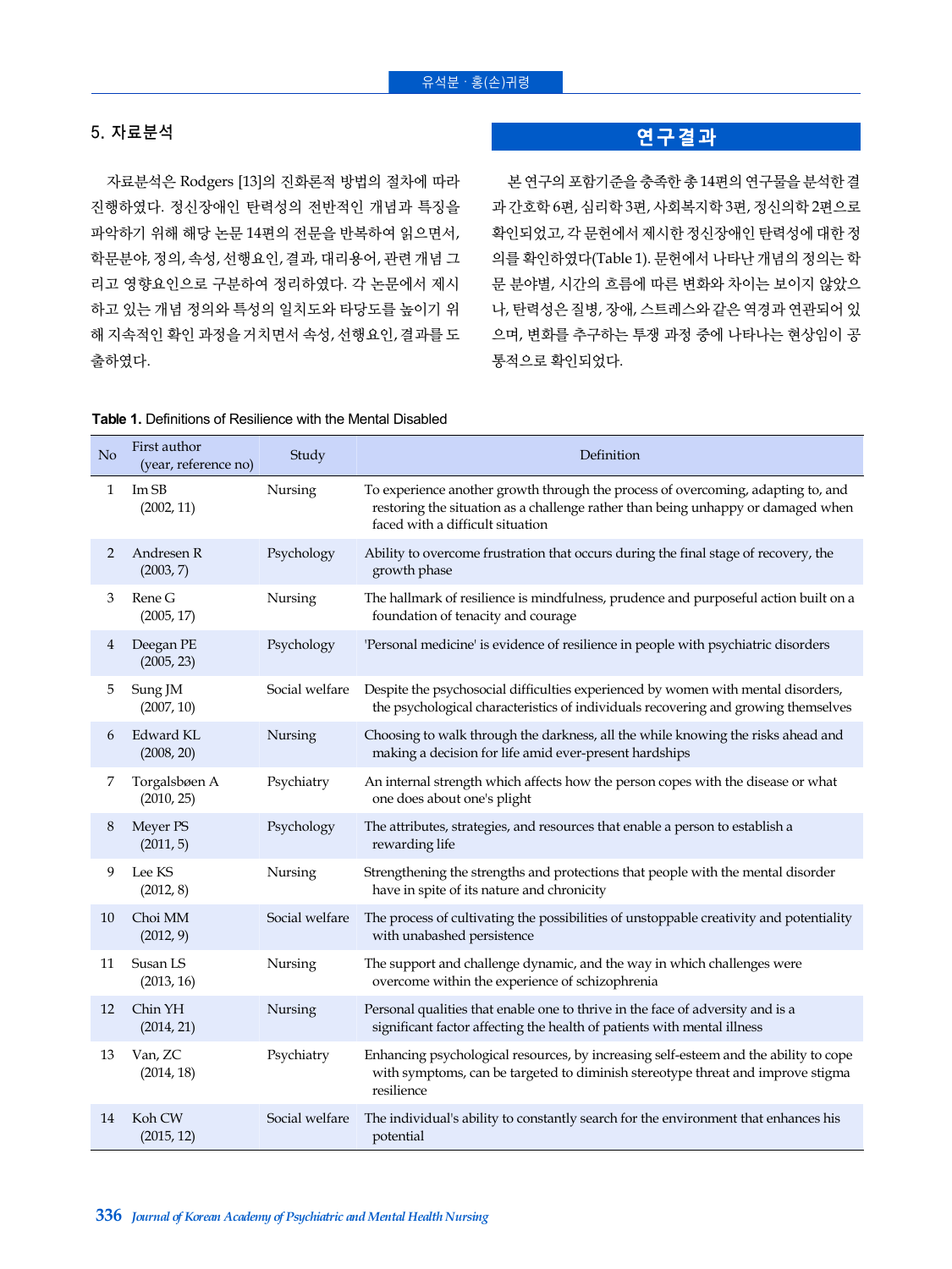### 5. 자료분석

자료분석은 Rodgers [13]의 진화론적 방법의 절차에 따라 진행하였다. 정신장애인 탄력성의 전반적인 개념과 특징을 파악하기 위해 해당 논문 14편의 전문을 반복하여 읽으면서, 학문분야, 정의, 속성, 선행요인, 결과, 대리용어, 관련 개념 그리고 영향요인으로 구분하여 정리하였다. 각 논문에서 제시하고 있는 개념 정의와 특성의 일치도와 타당도를 높이기 위해 지속적인 확인 과정을 거치면서 속성, 선행요인, 결과를 도출하였다.

## 연구결과

본 연구의 포함기준을 충족한 총 14편의 연구물을 분석한 결과 간호학 6편, 심리학 3편, 사회복지학 3편, 정신의학 2편으로 확인되었고, 각 문헌에서 제시한 정신장애인 탄력성에 대한 정의를 확인하였다(Table 1). 문헌에서 나타난 개념의 정의는 학문 분야별, 시간의 흐름에 따른 변화와 차이는 보이지 않았으나, 탄력성은 질병, 장애, 스트레스와 같은 역경과 연관되어 있으며, 변화를 추구하는 투쟁 과정 중에 나타나는 현상임이 공통적으로 확인되었다.

**Table 1.** Definitions of Resilience with the Mental Disabled

| No | First author (year, reference no) | Study | Definition |
|---|---|---|---|
| 1 | Im SB (2002, 11) | Nursing | To experience another growth through the process of overcoming, adapting to, and restoring the situation as a challenge rather than being unhappy or damaged when faced with a difficult situation |
| 2 | Andresen R (2003, 7) | Psychology | Ability to overcome frustration that occurs during the final stage of recovery, the growth phase |
| 3 | Rene G (2005, 17) | Nursing | The hallmark of resilience is mindfulness, prudence and purposeful action built on a foundation of tenacity and courage |
| 4 | Deegan PE (2005, 23) | Psychology | 'Personal medicine' is evidence of resilience in people with psychiatric disorders |
| 5 | Sung JM (2007, 10) | Social welfare | Despite the psychosocial difficulties experienced by women with mental disorders, the psychological characteristics of individuals recovering and growing themselves |
| 6 | Edward KL (2008, 20) | Nursing | Choosing to walk through the darkness, all the while knowing the risks ahead and making a decision for life amid ever-present hardships |
| 7 | Torgalsbøen A (2010, 25) | Psychiatry | An internal strength which affects how the person copes with the disease or what one does about one's plight |
| 8 | Meyer PS (2011, 5) | Psychology | The attributes, strategies, and resources that enable a person to establish a rewarding life |
| 9 | Lee KS (2012, 8) | Nursing | Strengthening the strengths and protections that people with the mental disorder have in spite of its nature and chronicity |
| 10 | Choi MM (2012, 9) | Social welfare | The process of cultivating the possibilities of unstoppable creativity and potentiality with unabashed persistence |
| 11 | Susan LS (2013, 16) | Nursing | The support and challenge dynamic, and the way in which challenges were overcome within the experience of schizophrenia |
| 12 | Chin YH (2014, 21) | Nursing | Personal qualities that enable one to thrive in the face of adversity and is a significant factor affecting the health of patients with mental illness |
| 13 | Van, ZC (2014, 18) | Psychiatry | Enhancing psychological resources, by increasing self-esteem and the ability to cope with symptoms, can be targeted to diminish stereotype threat and improve stigma resilience |
| 14 | Koh CW (2015, 12) | Social welfare | The individual's ability to constantly search for the environment that enhances his potential |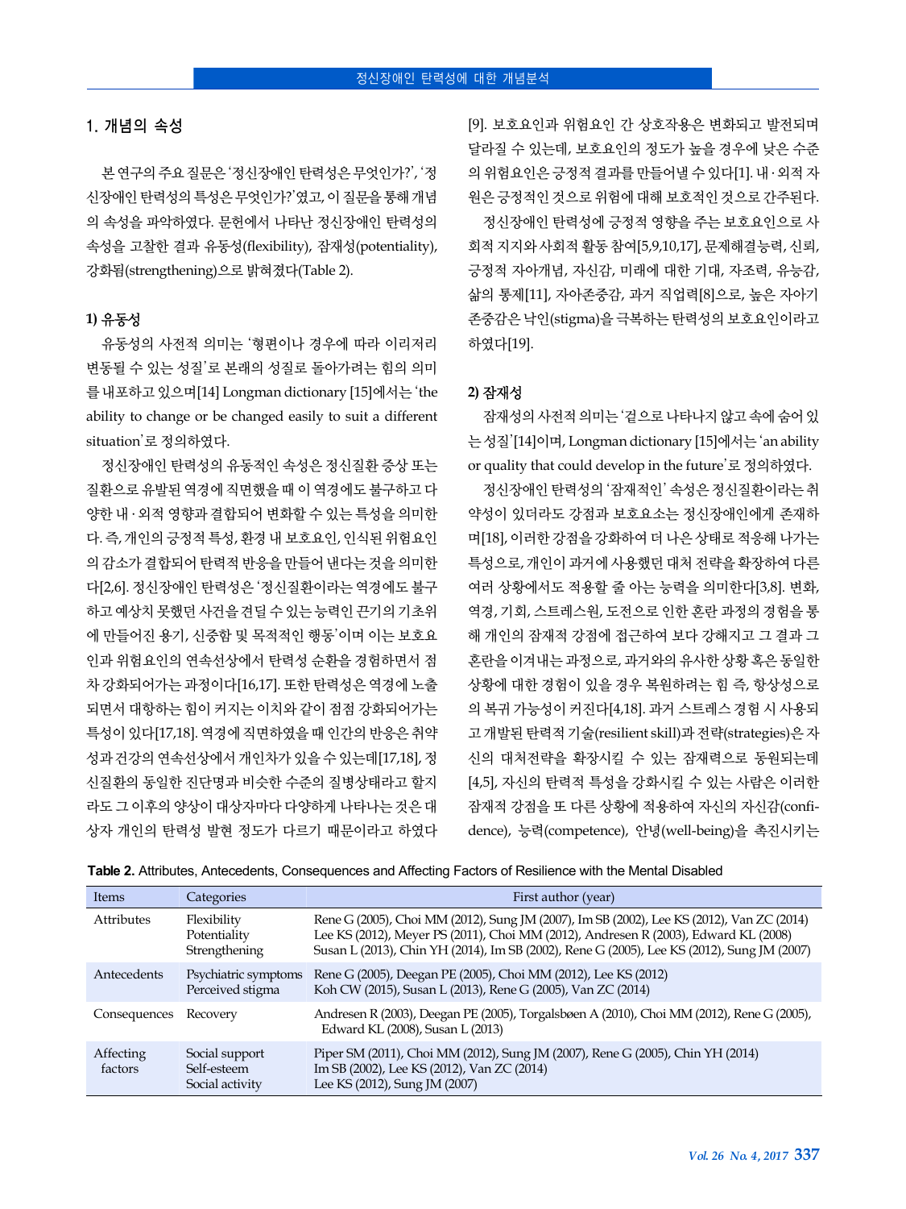## 1. 개념의 속성

본 연구의 주요 질문은 '정신장애인 탄력성은 무엇인가?', '정신장애인 탄력성의 특성은 무엇인가?'였고, 이 질문을 통해 개념의 속성을 파악하였다. 문헌에서 나타난 정신장애인 탄력성의 속성을 고찰한 결과 유동성(flexibility), 잠재성(potentiality), 강화됨(strengthening)으로 밝혀졌다(Table 2).

### 1) 유동성

유동성의 사전적 의미는 '형편이나 경우에 따라 이리저리 변동될 수 있는 성질'로 본래의 성질로 돌아가려는 힘의 의미를 내포하고 있으며[14] Longman dictionary [15]에서는 'the ability to change or be changed easily to suit a different situation'로 정의하였다.

정신장애인 탄력성의 유동적인 속성은 정신질환 증상 또는 질환으로 유발된 역경에 직면했을 때 이 역경에도 불구하고 다양한 내 · 외적 영향과 결합되어 변화할 수 있는 특성을 의미한다. 즉, 개인의 긍정적 특성, 환경 내 보호요인, 인식된 위험요인의 감소가 결합되어 탄력적 반응을 만들어 낸다는 것을 의미한다[2,6]. 정신장애인 탄력성은 '정신질환이라는 역경에도 불구하고 예상치 못했던 사건을 견딜 수 있는 능력인 끈기의 기초위에 만들어진 용기, 신중함 및 목적적인 행동'이며 이는 보호요인과 위험요인의 연속선상에서 탄력성 순환을 경험하면서 점차 강화되어가는 과정이다[16,17]. 또한 탄력성은 역경에 노출되면서 대항하는 힘이 커지는 이치와 같이 점점 강화되어가는 특성이 있다[17,18]. 역경에 직면하였을 때 인간의 반응은 취약성과 건강의 연속선상에서 개인차가 있을 수 있는데[17,18], 정신질환의 동일한 진단명과 비슷한 수준의 질병상태라고 할지라도 그 이후의 양상이 대상자마다 다양하게 나타나는 것은 대상자 개인의 탄력성 발현 정도가 다르기 때문이라고 하였다[9]. 보호요인과 위험요인 간 상호작용은 변화되고 발전되며 달라질 수 있는데, 보호요인의 정도가 높을 경우에 낮은 수준의 위험요인은 긍정적 결과를 만들어낼 수 있다[1]. 내 · 외적 자원은 긍정적인 것으로 위험에 대해 보호적인 것으로 간주된다.

정신장애인 탄력성에 긍정적 영향을 주는 보호요인으로 사회적 지지와 사회적 활동 참여[5,9,10,17], 문제해결능력, 신뢰, 긍정적 자아개념, 자신감, 미래에 대한 기대, 자조력, 유능감, 삶의 통제[11], 자아존중감, 과거 직업력[8]으로, 높은 자아기존중감은 낙인(stigma)을 극복하는 탄력성의 보호요인이라고 하였다[19].

### 2) 잠재성

잠재성의 사전적 의미는 '겉으로 나타나지 않고 속에 숨어 있는 성질'[14]이며, Longman dictionary [15]에서는 'an ability or quality that could develop in the future'로 정의하였다.

정신장애인 탄력성의 '잠재적인' 속성은 정신질환이라는 취약성이 있더라도 강점과 보호요소는 정신장애인에게 존재하며[18], 이러한 강점을 강화하여 더 나은 상태로 적응해 나가는 특성으로, 개인이 과거에 사용했던 대처 전략을 확장하여 다른 여러 상황에서도 적용할 줄 아는 능력을 의미한다[3,8]. 변화, 역경, 기회, 스트레스원, 도전으로 인한 혼란 과정의 경험을 통해 개인의 잠재적 강점에 접근하여 보다 강해지고 그 결과 그 혼란을 이겨내는 과정으로, 과거와의 유사한 상황 혹은 동일한 상황에 대한 경험이 있을 경우 복원하려는 힘 즉, 항상성으로의 복귀 가능성이 커진다[4,18]. 과거 스트레스 경험 시 사용되고 개발된 탄력적 기술(resilient skill)과 전략(strategies)은 자신의 대처전략을 확장시킬 수 있는 잠재력으로 동원되는데[4,5], 자신의 탄력적 특성을 강화시킬 수 있는 사람은 이러한 잠재적 강점을 또 다른 상황에 적용하여 자신의 자신감(confidence), 능력(competence), 안녕(well-being)을 촉진시키는

**Table 2.** Attributes, Antecedents, Consequences and Affecting Factors of Resilience with the Mental Disabled

| Items | Categories | First author (year) |
|---|---|---|
| Attributes | Flexibility<br>Potentiality<br>Strengthening | Rene G (2005), Choi MM (2012), Sung JM (2007), Im SB (2002), Lee KS (2012), Van ZC (2014)<br>Lee KS (2012), Meyer PS (2011), Choi MM (2012), Andresen R (2003), Edward KL (2008)<br>Susan L (2013), Chin YH (2014), Im SB (2002), Rene G (2005), Lee KS (2012), Sung JM (2007) |
| Antecedents | Psychiatric symptoms<br>Perceived stigma | Rene G (2005), Deegan PE (2005), Choi MM (2012), Lee KS (2012)<br>Koh CW (2015), Susan L (2013), Rene G (2005), Van ZC (2014) |
| Consequences | Recovery | Andresen R (2003), Deegan PE (2005), Torgalsbøen A (2010), Choi MM (2012), Rene G (2005), Edward KL (2008), Susan L (2013) |
| Affecting factors | Social support<br>Self-esteem<br>Social activity | Piper SM (2011), Choi MM (2012), Sung JM (2007), Rene G (2005), Chin YH (2014)<br>Im SB (2002), Lee KS (2012), Van ZC (2014)<br>Lee KS (2012), Sung JM (2007) |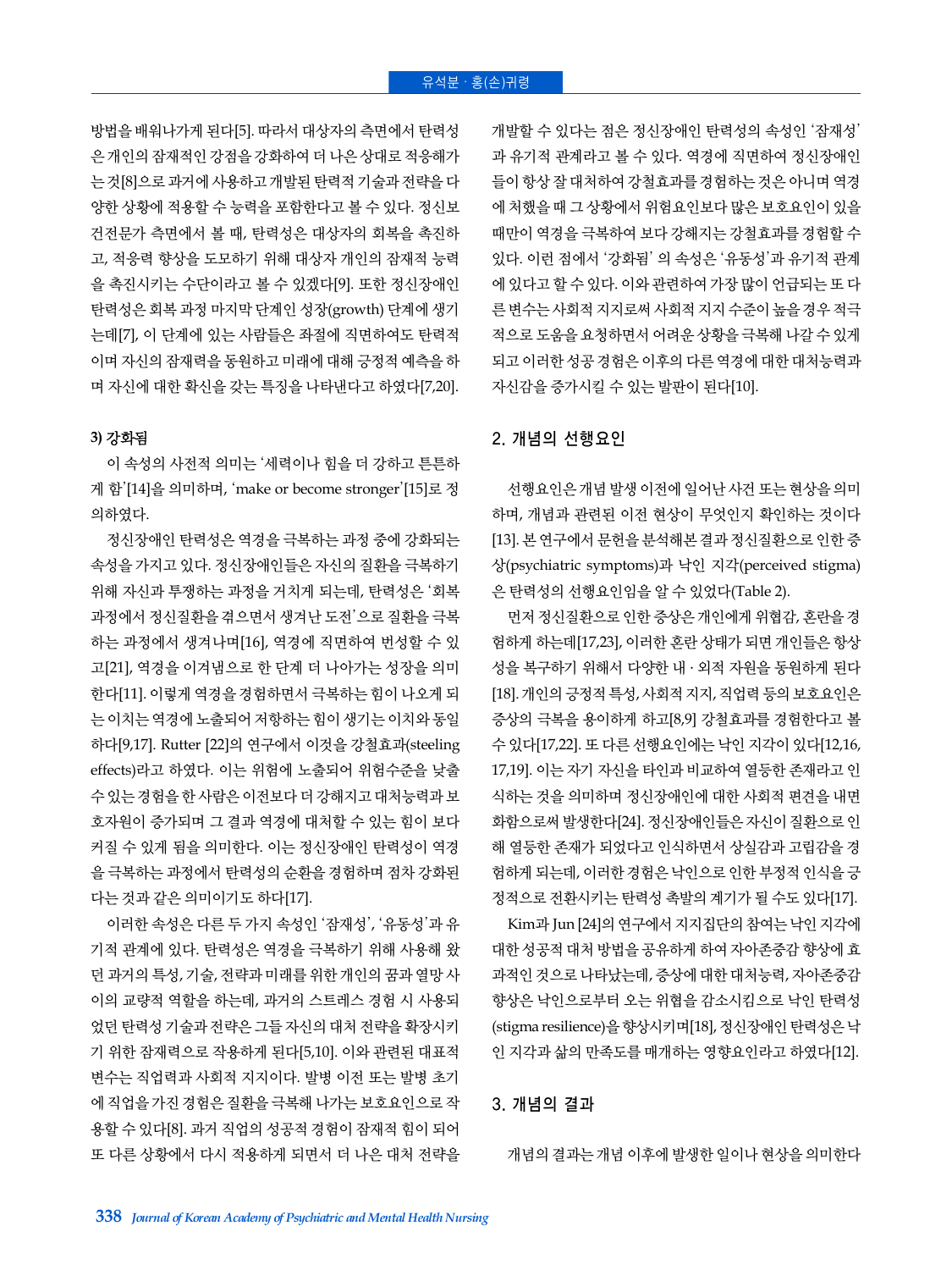방법을 배워나가게 된다[5]. 따라서 대상자의 측면에서 탄력성은 개인의 잠재적인 강점을 강화하여 더 나은 상태로 적응해가는 것[8]으로 과거에 사용하고 개발된 탄력적 기술과 전략을 다양한 상황에 적용할 수 능력을 포함한다고 볼 수 있다. 정신보건전문가 측면에서 볼 때, 탄력성은 대상자의 회복을 촉진하고, 적응력 향상을 도모하기 위해 대상자 개인의 잠재적 능력을 촉진시키는 수단이라고 볼 수 있겠다[9]. 또한 정신장애인 탄력성은 회복 과정 마지막 단계인 성장(growth) 단계에 생기는데[7], 이 단계에 있는 사람들은 좌절에 직면하여도 탄력적이며 자신의 잠재력을 동원하고 미래에 대해 긍정적 예측을 하며 자신에 대한 확신을 갖는 특징을 나타낸다고 하였다[7,20].

#### 3) 강화됨

이 속성의 사전적 의미는 '세력이나 힘을 더 강하고 튼튼하게 함'[14]을 의미하며, 'make or become stronger'[15]로 정의하였다.

정신장애인 탄력성은 역경을 극복하는 과정 중에 강화되는 속성을 가지고 있다. 정신장애인들은 자신의 질환을 극복하기 위해 자신과 투쟁하는 과정을 거치게 되는데, 탄력성은 '회복 과정에서 정신질환을 겪으면서 생겨난 도전'으로 질환을 극복하는 과정에서 생겨나며[16], 역경에 직면하여 번성할 수 있고[21], 역경을 이겨냄으로 한 단계 더 나아가는 성장을 의미한다[11]. 이렇게 역경을 경험하면서 극복하는 힘이 나오게 되는 이치는 역경에 노출되어 저항하는 힘이 생기는 이치와 동일하다[9,17]. Rutter [22]의 연구에서 이것을 강철효과(steeling effects)라고 하였다. 이는 위험에 노출되어 위험수준을 낮출 수 있는 경험을 한 사람은 이전보다 더 강해지고 대처능력과 보호자원이 증가되며 그 결과 역경에 대처할 수 있는 힘이 보다 커질 수 있게 됨을 의미한다. 이는 정신장애인 탄력성이 역경을 극복하는 과정에서 탄력성의 순환을 경험하며 점차 강화된다는 것과 같은 의미이기도 하다[17].

이러한 속성은 다른 두 가지 속성인 '잠재성', '유동성'과 유기적 관계에 있다. 탄력성은 역경을 극복하기 위해 사용해 왔던 과거의 특성, 기술, 전략과 미래를 위한 개인의 꿈과 열망 사이의 교량적 역할을 하는데, 과거의 스트레스 경험 시 사용되었던 탄력성 기술과 전략은 그들 자신의 대처 전략을 확장시키기 위한 잠재력으로 작용하게 된다[5,10]. 이와 관련된 대표적 변수는 직업력과 사회적 지지이다. 발병 이전 또는 발병 초기에 직업을 가진 경험은 질환을 극복해 나가는 보호요인으로 작용할 수 있다[8]. 과거 직업의 성공적 경험이 잠재적 힘이 되어 또 다른 상황에서 다시 적용하게 되면서 더 나은 대처 전략을 개발할 수 있다는 점은 정신장애인 탄력성의 속성인 '잠재성'과 유기적 관계라고 볼 수 있다. 역경에 직면하여 정신장애인들이 항상 잘 대처하여 강철효과를 경험하는 것은 아니며 역경에 처했을 때 그 상황에서 위험요인보다 많은 보호요인이 있을 때만이 역경을 극복하여 보다 강해지는 강철효과를 경험할 수 있다. 이런 점에서 '강화됨' 의 속성은 '유동성'과 유기적 관계에 있다고 할 수 있다. 이와 관련하여 가장 많이 언급되는 또 다른 변수는 사회적 지지로써 사회적 지지 수준이 높을 경우 적극적으로 도움을 요청하면서 어려운 상황을 극복해 나갈 수 있게 되고 이러한 성공 경험은 이후의 다른 역경에 대한 대처능력과 자신감을 증가시킬 수 있는 발판이 된다[10].

### 2. 개념의 선행요인

선행요인은 개념 발생 이전에 일어난 사건 또는 현상을 의미하며, 개념과 관련된 이전 현상이 무엇인지 확인하는 것이다[13]. 본 연구에서 문헌을 분석해본 결과 정신질환으로 인한 증상(psychiatric symptoms)과 낙인 지각(perceived stigma)은 탄력성의 선행요인임을 알 수 있었다(Table 2).

먼저 정신질환으로 인한 증상은 개인에게 위협감, 혼란을 경험하게 하는데[17,23], 이러한 혼란 상태가 되면 개인들은 항상성을 복구하기 위해서 다양한 내 · 외적 자원을 동원하게 된다[18]. 개인의 긍정적 특성, 사회적 지지, 직업력 등의 보호요인은 증상의 극복을 용이하게 하고[8,9] 강철효과를 경험한다고 볼 수 있다[17,22]. 또 다른 선행요인에는 낙인 지각이 있다[12,16,17,19]. 이는 자기 자신을 타인과 비교하여 열등한 존재라고 인식하는 것을 의미하며 정신장애인에 대한 사회적 편견을 내면화함으로써 발생한다[24]. 정신장애인들은 자신이 질환으로 인해 열등한 존재가 되었다고 인식하면서 상실감과 고립감을 경험하게 되는데, 이러한 경험은 낙인으로 인한 부정적 인식을 긍정적으로 전환시키는 탄력성 촉발의 계기가 될 수도 있다[17].

Kim과 Jun [24]의 연구에서 지지집단의 참여는 낙인 지각에 대한 성공적 대처 방법을 공유하게 하여 자아존중감 향상에 효과적인 것으로 나타났는데, 증상에 대한 대처능력, 자아존중감 향상은 낙인으로부터 오는 위협을 감소시킴으로 낙인 탄력성(stigma resilience)을 향상시키며[18], 정신장애인 탄력성은 낙인 지각과 삶의 만족도를 매개하는 영향요인라고 하였다[12].

### 3. 개념의 결과

개념의 결과는 개념 이후에 발생한 일이나 현상을 의미한다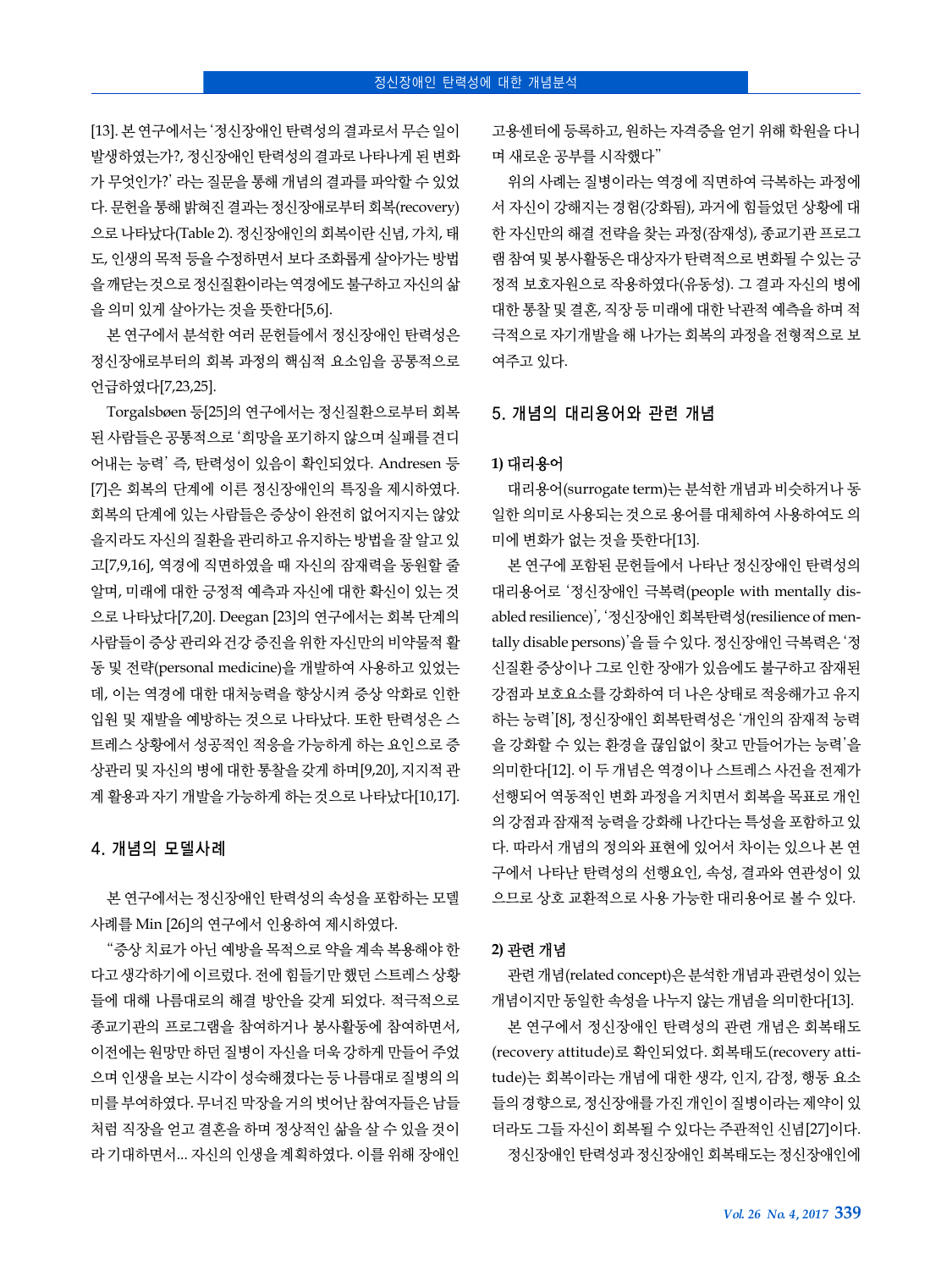[13]. 본 연구에서는 '정신장애인 탄력성의 결과로서 무슨 일이 발생하였는가?, 정신장애인 탄력성의 결과로 나타나게 된 변화가 무엇인가?' 라는 질문을 통해 개념의 결과를 파악할 수 있었다. 문헌을 통해 밝혀진 결과는 정신장애로부터 회복(recovery)으로 나타났다(Table 2). 정신장애인의 회복이란 신념, 가치, 태도, 인생의 목적 등을 수정하면서 보다 조화롭게 살아가는 방법을 깨닫는 것으로 정신질환이라는 역경에도 불구하고 자신의 삶을 의미 있게 살아가는 것을 뜻한다[5,6].

본 연구에서 분석한 여러 문헌들에서 정신장애인 탄력성은 정신장애로부터의 회복 과정의 핵심적 요소임을 공통적으로 언급하였다[7,23,25].

Torgalsbøen 등[25]의 연구에서는 정신질환으로부터 회복된 사람들은 공통적으로 '희망을 포기하지 않으며 실패를 견디어내는 능력' 즉, 탄력성이 있음이 확인되었다. Andresen 등[7]은 회복의 단계에 이른 정신장애인의 특징을 제시하였다. 회복의 단계에 있는 사람들은 증상이 완전히 없어지지는 않았을지라도 자신의 질환을 관리하고 유지하는 방법을 잘 알고 있고[7,9,16], 역경에 직면하였을 때 자신의 잠재력을 동원할 줄 알며, 미래에 대한 긍정적 예측과 자신에 대한 확신이 있는 것으로 나타났다[7,20]. Deegan [23]의 연구에서는 회복 단계의 사람들이 증상 관리와 건강 증진을 위한 자신만의 비약물적 활동 및 전략(personal medicine)을 개발하여 사용하고 있었는데, 이는 역경에 대한 대처능력을 향상시켜 증상 악화로 인한 입원 및 재발을 예방하는 것으로 나타났다. 또한 탄력성은 스트레스 상황에서 성공적인 적응을 가능하게 하는 요인으로 증상관리 및 자신의 병에 대한 통찰을 갖게 하며[9,20], 지지적 관계 활용과 자기 개발을 가능하게 하는 것으로 나타났다[10,17].

## 4. 개념의 모델사례

본 연구에서는 정신장애인 탄력성의 속성을 포함하는 모델사례를 Min [26]의 연구에서 인용하여 제시하였다.

"증상 치료가 아닌 예방을 목적으로 약을 계속 복용해야 한다고 생각하기에 이르렀다. 전에 힘들기만 했던 스트레스 상황들에 대해 나름대로의 해결 방안을 갖게 되었다. 적극적으로 종교기관의 프로그램을 참여하거나 봉사활동에 참여하면서, 이전에는 원망만 하던 질병이 자신을 더욱 강하게 만들어 주었으며 인생을 보는 시각이 성숙해졌다는 등 나름대로 질병의 의미를 부여하였다. 무너진 막장을 거의 벗어난 참여자들은 남들처럼 직장을 얻고 결혼을 하며 정상적인 삶을 살 수 있을 것이라 기대하면서... 자신의 인생을 계획하였다. 이를 위해 장애인 고용센터에 등록하고, 원하는 자격증을 얻기 위해 학원을 다니며 새로운 공부를 시작했다"

위의 사례는 질병이라는 역경에 직면하여 극복하는 과정에서 자신이 강해지는 경험(강화됨), 과거에 힘들었던 상황에 대한 자신만의 해결 전략을 찾는 과정(잠재성), 종교기관 프로그램 참여 및 봉사활동은 대상자가 탄력적으로 변화될 수 있는 긍정적 보호자원으로 작용하였다(유동성). 그 결과 자신의 병에 대한 통찰 및 결혼, 직장 등 미래에 대한 낙관적 예측을 하며 적극적으로 자기개발을 해 나가는 회복의 과정을 전형적으로 보여주고 있다.

## 5. 개념의 대리용어와 관련 개념

### 1) 대리용어

대리용어(surrogate term)는 분석한 개념과 비슷하거나 동일한 의미로 사용되는 것으로 용어를 대체하여 사용하여도 의미에 변화가 없는 것을 뜻한다[13].

본 연구에 포함된 문헌들에서 나타난 정신장애인 탄력성의 대리용어로 '정신장애인 극복력(people with mentally disabled resilience)', '정신장애인 회복탄력성(resilience of mentally disable persons)'을 들 수 있다. 정신장애인 극복력은 '정신질환 증상이나 그로 인한 장애가 있음에도 불구하고 잠재된 강점과 보호요소를 강화하여 더 나은 상태로 적응해가고 유지하는 능력'[8], 정신장애인 회복탄력성은 '개인의 잠재적 능력을 강화할 수 있는 환경을 끊임없이 찾고 만들어가는 능력'을 의미한다[12]. 이 두 개념은 역경이나 스트레스 사건을 전제가 선행되어 역동적인 변화 과정을 거치면서 회복을 목표로 개인의 강점과 잠재적 능력을 강화해 나간다는 특성을 포함하고 있다. 따라서 개념의 정의와 표현에 있어서 차이는 있으나 본 연구에서 나타난 탄력성의 선행요인, 속성, 결과와 연관성이 있으므로 상호 교환적으로 사용 가능한 대리용어로 볼 수 있다.

### 2) 관련 개념

관련 개념(related concept)은 분석한 개념과 관련성이 있는 개념이지만 동일한 속성을 나누지 않는 개념을 의미한다[13].

본 연구에서 정신장애인 탄력성의 관련 개념은 회복태도(recovery attitude)로 확인되었다. 회복태도(recovery attitude)는 회복이라는 개념에 대한 생각, 인지, 감정, 행동 요소들의 경향으로, 정신장애를 가진 개인이 질병이라는 제약이 있더라도 그들 자신이 회복될 수 있다는 주관적인 신념[27]이다.

정신장애인 탄력성과 정신장애인 회복태도는 정신장애인에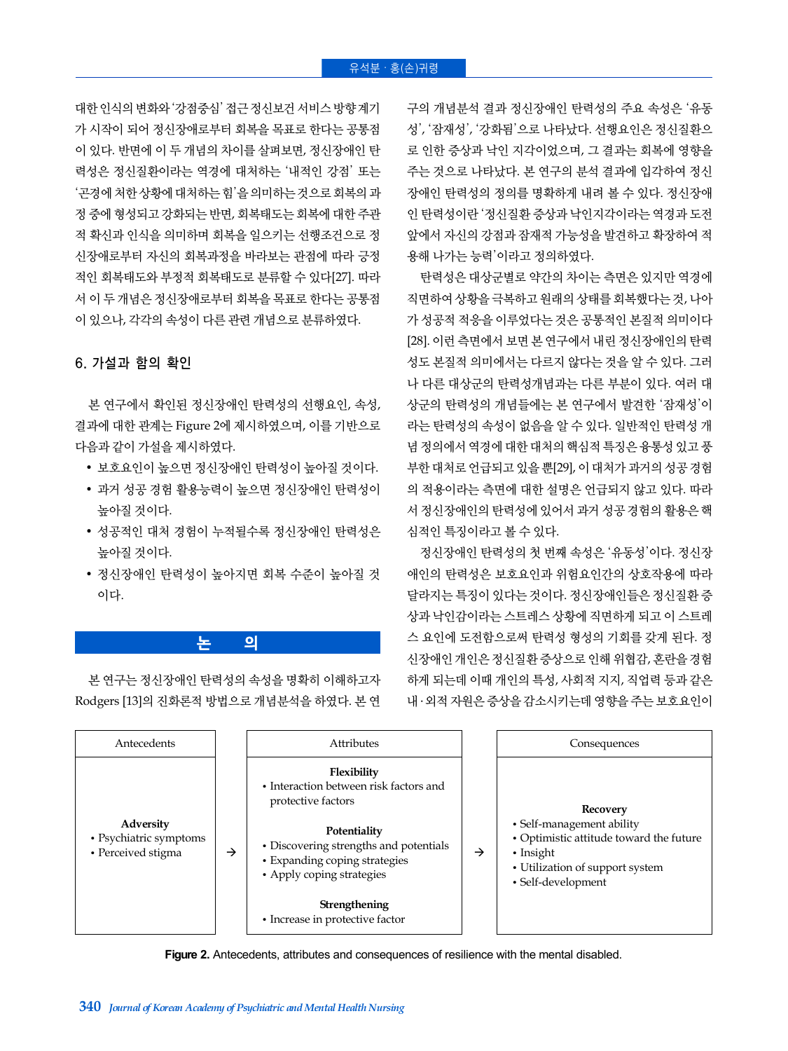대한 인식의 변화와 '강점중심' 접근 정신보건 서비스 방향 계기가 시작이 되어 정신장애로부터 회복을 목표로 한다는 공통점이 있다. 반면에 이 두 개념의 차이를 살펴보면, 정신장애인 탄력성은 정신질환이라는 역경에 대처하는 '내적인 강점' 또는 '곤경에 처한 상황에 대처하는 힘'을 의미하는것으로 회복의 과정 중에 형성되고 강화되는 반면, 회복태도는 회복에 대한 주관적 확신과 인식을 의미하며 회복을 일으키는 선행조건으로 정신장애로부터 자신의 회복과정을 바라보는 관점에 따라 긍정적인 회복태도와 부정적 회복태도로 분류할 수 있다[27]. 따라서 이 두 개념은 정신장애로부터 회복을 목표로 한다는 공통점이 있으나, 각각의 속성이 다른 관련 개념으로 분류하였다.

### 6. 가설과 함의 확인

본 연구에서 확인된 정신장애인 탄력성의 선행요인, 속성, 결과에 대한 관계는 Figure 2에 제시하였으며, 이를 기반으로 다음과 같이 가설을 제시하였다.

- 보호요인이 높으면 정신장애인 탄력성이 높아질 것이다.
- 과거 성공 경험 활용능력이 높으면 정신장애인 탄력성이 높아질 것이다.
- 성공적인 대처 경험이 누적될수록 정신장애인 탄력성은 높아질 것이다.
- 정신장애인 탄력성이 높아지면 회복 수준이 높아질 것이다.

## 논 의

본 연구는 정신장애인 탄력성의 속성을 명확히 이해하고자 Rodgers [13]의 진화론적 방법으로 개념분석을 하였다. 본 연구의 개념분석 결과 정신장애인 탄력성의 주요 속성은 '유동성', '잠재성', '강화됨'으로 나타났다. 선행요인은 정신질환으로 인한 증상과 낙인 지각이었으며, 그 결과는 회복에 영향을 주는 것으로 나타났다. 본 연구의 분석 결과에 입각하여 정신장애인 탄력성의 정의를 명확하게 내려 볼 수 있다. 정신장애인 탄력성이란 '정신질환 증상과 낙인지각이라는 역경과 도전 앞에서 자신의 강점과 잠재적 가능성을 발견하고 확장하여 적용해 나가는 능력'이라고 정의하였다.

탄력성은 대상군별로 약간의 차이는 측면은 있지만 역경에 직면하여 상황을 극복하고 원래의 상태를 회복했다는 것, 나아가 성공적 적응을 이루었다는 것은 공통적인 본질적 의미이다[28]. 이런 측면에서 보면 본 연구에서 내린 정신장애인의 탄력성도 본질적 의미에서는 다르지 않다는 것을 알 수 있다. 그러나 다른 대상군의 탄력성개념과는 다른 부분이 있다. 여러 대상군의 탄력성의 개념들에는 본 연구에서 발견한 '잠재성'이라는 탄력성의 속성이 없음을 알 수 있다. 일반적인 탄력성 개념 정의에서 역경에 대한 대처의 핵심적 특징은 융통성 있고 풍부한 대처로 언급되고 있을 뿐[29], 이 대처가 과거의 성공 경험의 적용이라는 측면에 대한 설명은 언급되지 않고 있다. 따라서 정신장애인의 탄력성에 있어서 과거 성공 경험의 활용은 핵심적인 특징이라고 볼 수 있다.

정신장애인 탄력성의 첫 번째 속성은 '유동성'이다. 정신장애인의 탄력성은 보호요인과 위험요인간의 상호작용에 따라 달라지는 특징이 있다는 것이다. 정신장애인들은 정신질환 증상과 낙인감이라는 스트레스 상황에 직면하게 되고 이 스트레스 요인에 도전함으로써 탄력성 형성의 기회를 갖게 된다. 정신장애인 개인은 정신질환 증상으로 인해 위협감, 혼란을 경험하게 되는데 이때 개인의 특성, 사회적 지지, 직업력 등과 같은 내·외적 자원은 증상을 감소시키는데 영향을 주는 보호요인이

Antecedents

**Adversity**
- Psychiatric symptoms
- Perceived stigma

→

Attributes

**Flexibility**
- Interaction between risk factors and protective factors

**Potentiality**
- Discovering strengths and potentials
- Expanding coping strategies
- Apply coping strategies

**Strengthening**
- Increase in protective factor

→

Consequences

**Recovery**
- Self-management ability
- Optimistic attitude toward the future
- Insight
- Utilization of support system
- Self-development

**Figure 2.** Antecedents, attributes and consequences of resilience with the mental disabled.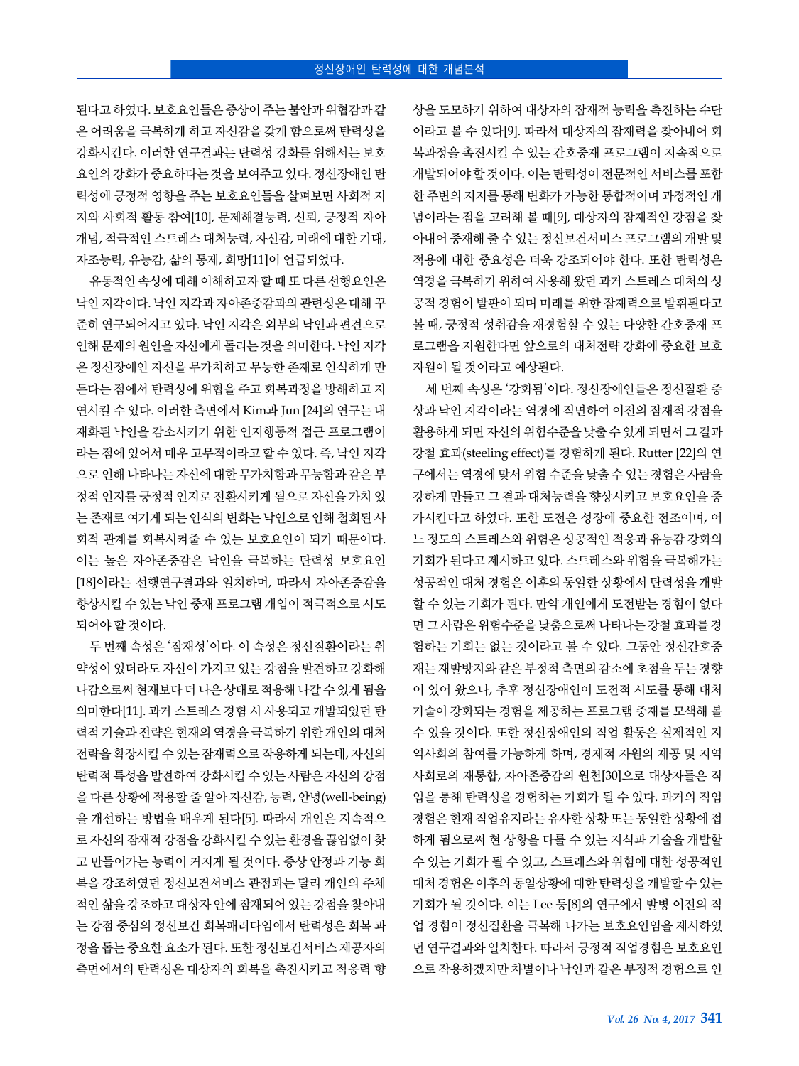된다고 하였다. 보호요인들은 증상이 주는 불안과 위협감과 같은 어려움을 극복하게 하고 자신감을 갖게 함으로써 탄력성을 강화시킨다. 이러한 연구결과는 탄력성 강화를 위해서는 보호요인의 강화가 중요하다는 것을 보여주고 있다. 정신장애인 탄력성에 긍정적 영향을 주는 보호요인들을 살펴보면 사회적 지지와 사회적 활동 참여[10], 문제해결능력, 신뢰, 긍정적 자아개념, 적극적인 스트레스 대처능력, 자신감, 미래에 대한 기대, 자조능력, 유능감, 삶의 통제, 희망[11]이 언급되었다.

유동적인 속성에 대해 이해하고자 할 때 또 다른 선행요인은 낙인 지각이다. 낙인 지각과 자아존중감과의 관련성은 대해 꾸준히 연구되어지고 있다. 낙인 지각은 외부의 낙인과 편견으로 인해 문제의 원인을 자신에게 돌리는 것을 의미한다. 낙인 지각은 정신장애인 자신을 무가치하고 무능한 존재로 인식하게 만든다는 점에서 탄력성에 위협을 주고 회복과정을 방해하고 지연시킬 수 있다. 이러한 측면에서 Kim과 Jun [24]의 연구는 내재화된 낙인을 감소시키기 위한 인지행동적 접근 프로그램이라는 점에 있어서 매우 고무적이라고 할 수 있다. 즉, 낙인 지각으로 인해 나타나는 자신에 대한 무가치함과 무능함과 같은 부정적 인지를 긍정적 인지로 전환시키게 됨으로 자신을 가치 있는 존재로 여기게 되는 인식의 변화는 낙인으로 인해 철회된 사회적 관계를 회복시켜줄 수 있는 보호요인이 되기 때문이다. 이는 높은 자아존중감은 낙인을 극복하는 탄력성 보호요인[18]이라는 선행연구결과와 일치하며, 따라서 자아존중감을 향상시킬 수 있는 낙인 중재 프로그램 개입이 적극적으로 시도되어야 할 것이다.

두 번째 속성은 '잠재성'이다. 이 속성은 정신질환이라는 취약성이 있더라도 자신이 가지고 있는 강점을 발견하고 강화해 나감으로써 현재보다 더 나은 상태로 적응해 나갈 수 있게 됨을 의미한다[11]. 과거 스트레스 경험 시 사용되고 개발되었던 탄력적 기술과 전략은 현재의 역경을 극복하기 위한 개인의 대처전략을 확장시킬 수 있는 잠재력으로 작용하게 되는데, 자신의 탄력적 특성을 발견하여 강화시킬 수 있는 사람은 자신의 강점을 다른 상황에 적용할 줄 알아 자신감, 능력, 안녕(well-being)을 개선하는 방법을 배우게 된다[5]. 따라서 개인은 지속적으로 자신의 잠재적 강점을 강화시킬 수 있는 환경을 끊임없이 찾고 만들어가는 능력이 커지게 될 것이다. 증상 안정과 기능 회복을 강조하였던 정신보건서비스 관점과는 달리 개인의 주체적인 삶을 강조하고 대상자 안에 잠재되어 있는 강점을 찾아내는 강점 중심의 정신보건 회복패러다임에서 탄력성은 회복 과정을 돕는 중요한 요소가 된다. 또한 정신보건서비스 제공자의 측면에서의 탄력성은 대상자의 회복을 촉진시키고 적응력 향상을 도모하기 위하여 대상자의 잠재적 능력을 촉진하는 수단이라고 볼 수 있다[9]. 따라서 대상자의 잠재력을 찾아내어 회복과정을 촉진시킬 수 있는 간호중재 프로그램이 지속적으로 개발되어야 할 것이다. 이는 탄력성이 전문적인 서비스를 포함한 주변의 지지를 통해 변화가 가능한 통합적이며 과정적인 개념이라는 점을 고려해 볼 때[9], 대상자의 잠재적인 강점을 찾아내어 중재해 줄 수 있는 정신보건서비스 프로그램의 개발 및 적용에 대한 중요성은 더욱 강조되어야 한다. 또한 탄력성은 역경을 극복하기 위하여 사용해 왔던 과거 스트레스 대처의 성공적 경험이 발판이 되며 미래를 위한 잠재력으로 발휘된다고 볼 때, 긍정적 성취감을 재경험할 수 있는 다양한 간호중재 프로그램을 지원한다면 앞으로의 대처전략 강화에 중요한 보호자원이 될 것이라고 예상된다.

세 번째 속성은 '강화됨'이다. 정신장애인들은 정신질환 증상과 낙인 지각이라는 역경에 직면하여 이전의 잠재적 강점을 활용하게 되면 자신의 위험수준을 낮출 수 있게 되면서 그 결과 강철 효과(steeling effect)를 경험하게 된다. Rutter [22]의 연구에서는 역경에 맞서 위험 수준을 낮출 수 있는 경험은 사람을 강하게 만들고 그 결과 대처능력을 향상시키고 보호요인을 증가시킨다고 하였다. 또한 도전은 성장에 중요한 전조이며, 어느 정도의 스트레스와 위험은 성공적인 적응과 유능감 강화의 기회가 된다고 제시하고 있다. 스트레스와 위험을 극복해가는 성공적인 대처 경험은 이후의 동일한 상황에서 탄력성을 개발할 수 있는 기회가 된다. 만약 개인에게 도전받는 경험이 없다면 그 사람은 위험수준을 낮춤으로써 나타나는 강철 효과를 경험하는 기회는 없는 것이라고 볼 수 있다. 그동안 정신간호중재는 재발방지와 같은 부정적 측면의 감소에 초점을 두는 경향이 있어 왔으나, 추후 정신장애인이 도전적 시도를 통해 대처기술이 강화되는 경험을 제공하는 프로그램 중재를 모색해 볼 수 있을 것이다. 또한 정신장애인의 직업 활동은 실제적인 지역사회의 참여를 가능하게 하며, 경제적 자원의 제공 및 지역사회로의 재통합, 자아존중감의 원천[30]으로 대상자들은 직업을 통해 탄력성을 경험하는 기회가 될 수 있다. 과거의 직업 경험은 현재 직업유지라는 유사한 상황 또는 동일한 상황에 접하게 됨으로써 현 상황을 다룰 수 있는 지식과 기술을 개발할 수 있는 기회가 될 수 있고, 스트레스와 위험에 대한 성공적인 대처 경험은 이후의 동일상황에 대한 탄력성을 개발할 수 있는 기회가 될 것이다. 이는 Lee 등[8]의 연구에서 발병 이전의 직업 경험이 정신질환을 극복해 나가는 보호요인임을 제시하였던 연구결과와 일치한다. 따라서 긍정적 직업경험은 보호요인으로 작용하겠지만 차별이나 낙인과 같은 부정적 경험으로 인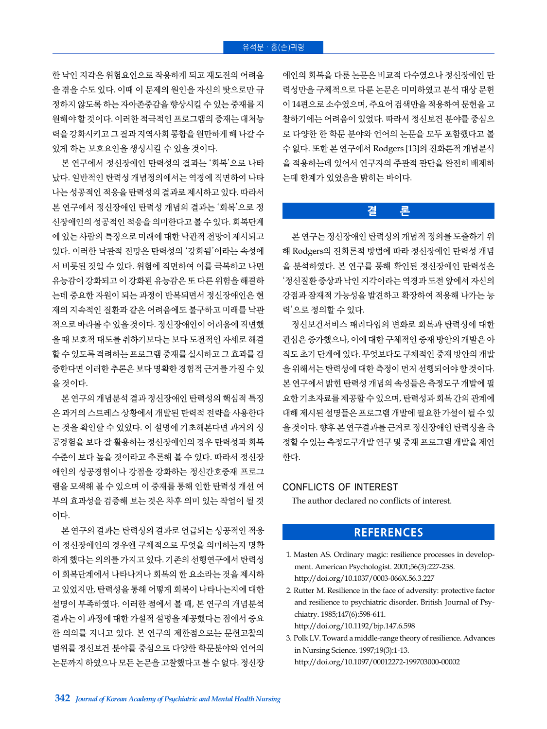한 낙인 지각은 위험요인으로 작용하게 되고 재도전의 어려움을 겪을 수도 있다. 이때 이 문제의 원인을 자신의 탓으로만 규정하지 않도록 하는 자아존중감을 향상시킬 수 있는 중재를 지원해야할 것이다. 이러한 적극적인 프로그램의 중재는 대처능력을 강화시키고 그 결과 지역사회 통합을 원만하게 해 나갈 수 있게 하는 보호요인을 생성시킬 수 있을 것이다.

본 연구에서 정신장애인 탄력성의 결과는 '회복'으로 나타났다. 일반적인 탄력성 개념정의에서는 역경에 직면하여 나타나는 성공적인 적응을 탄력성의 결과로 제시하고 있다. 따라서 본 연구에서 정신장애인 탄력성 개념의 결과는 '회복'으로 정신장애인의 성공적인 적응을 의미한다고 볼 수 있다. 회복단계에 있는 사람의 특징으로 미래에 대한 낙관적 전망이 제시되고 있다. 이러한 낙관적 전망은 탄력성의 '강화됨'이라는 속성에서 비롯된 것일 수 있다. 위험에 직면하여 이를 극복하고 나면 유능감이 강화되고 이 강화된 유능감은 또 다른 위험을 해결하는데 중요한 자원이 되는 과정이 반복되면서 정신장애인은 현재의 지속적인 질환과 같은 어려움에도 불구하고 미래를 낙관적으로 바라볼 수 있을것이다. 정신장애인이 어려움에 직면했을 때 보호적 태도를 취하기보다는 보다 도전적인 자세로 해결할 수 있도록 격려하는 프로그램 중재를 실시하고 그 효과를 검증한다면 이러한 추론은 보다 명확한 경험적 근거를 가질 수 있을 것이다.

본 연구의 개념분석 결과 정신장애인 탄력성의 핵심적 특징은 과거의 스트레스 상황에서 개발된 탄력적 전략을 사용한다는 것을 확인할 수 있었다. 이 설명에 기초해본다면 과거의 성공경험을 보다 잘 활용하는 정신장애인의 경우 탄력성과 회복수준이 보다 높을 것이라고 추론해 볼 수 있다. 따라서 정신장애인의 성공경험이나 강점을 강화하는 정신간호중재 프로그램을 모색해 볼 수 있으며 이 중재를 통해 인한 탄력성 개선 여부의 효과성을 검증해 보는 것은 차후 의미 있는 작업이 될 것이다.

본 연구의 결과는 탄력성의 결과로 언급되는 성공적인 적응이 정신장애인의 경우엔 구체적으로 무엇을 의미하는지 명확하게 했다는 의의를 가지고 있다. 기존의 선행연구에서 탄력성이 회복단계에서 나타나거나 회복의 한 요소라는 것을 제시하고 있었지만, 탄력성을 통해 어떻게 회복이 나타나는지에 대한 설명이 부족하였다. 이러한 점에서 볼 때, 본 연구의 개념분석 결과는 이 과정에 대한 가설적 설명을 제공했다는 점에서 중요한 의의를 지니고 있다. 본 연구의 제한점으로는 문헌고찰의 범위를 정신보건 분야를 중심으로 다양한 학문분야와 언어의 논문까지 하였으나 모든 논문을 고찰했다고 볼 수 없다. 정신장애인의 회복을 다룬 논문은 비교적 다수였으나 정신장애인 탄력성만을 구체적으로 다룬 논문은 미미하였고 분석 대상 문헌이 14편으로 소수였으며, 주요어 검색만을 적용하여 문헌을 고찰하기에는 어려움이 있었다. 따라서 정신보건 분야를 중심으로 다양한 한 학문 분야와 언어의 논문을 모두 포함했다고 볼 수 없다. 또한 본 연구에서 Rodgers [13]의 진화론적 개념분석을 적용하는데 있어서 연구자의 주관적 판단을 완전히 배제하는데 한계가 있었음을 밝히는 바이다.

## 결 론

본 연구는 정신장애인 탄력성의 개념적 정의를 도출하기 위해 Rodgers의 진화론적 방법에 따라 정신장애인 탄력성 개념을 분석하였다. 본 연구를 통해 확인된 정신장애인 탄력성은 '정신질환 증상과 낙인 지각이라는 역경과 도전 앞에서 자신의 강점과 잠재적 가능성을 발견하고 확장하여 적용해 나가는 능력'으로 정의할 수 있다.

정신보건서비스 패러다임의 변화로 회복과 탄력성에 대한 관심은 증가했으나, 이에 대한 구체적인 중재 방안의 개발은 아직도 초기 단계에 있다. 무엇보다도 구체적인 중재 방안의 개발을 위해서는 탄력성에 대한 측정이 먼저 선행되어야 할 것이다. 본 연구에서 밝힌 탄력성 개념의 속성들은 측정도구 개발에 필요한 기초자료를 제공할 수 있으며, 탄력성과 회복 간의 관계에 대해 제시된 설명들은 프로그램 개발에 필요한 가설이 될 수 있을것이다. 향후 본 연구결과를 근거로 정신장애인 탄력성을 측정할 수 있는 측정도구개발 연구 및 중재 프로그램 개발을 제언한다.

## CONFLICTS OF INTEREST

The author declared no conflicts of interest.

## REFERENCES

1. Masten AS. Ordinary magic: resilience processes in development. American Psychologist. 2001;56(3):227-238. http://doi.org/10.1037/0003-066X.56.3.227
2. Rutter M. Resilience in the face of adversity: protective factor and resilience to psychiatric disorder. British Journal of Psychiatry. 1985;147(6):598-611. http://doi.org/10.1192/bjp.147.6.598
3. Polk LV. Toward a middle-range theory of resilience. Advances in Nursing Science. 1997;19(3):1-13. http://doi.org/10.1097/00012272-199703000-00002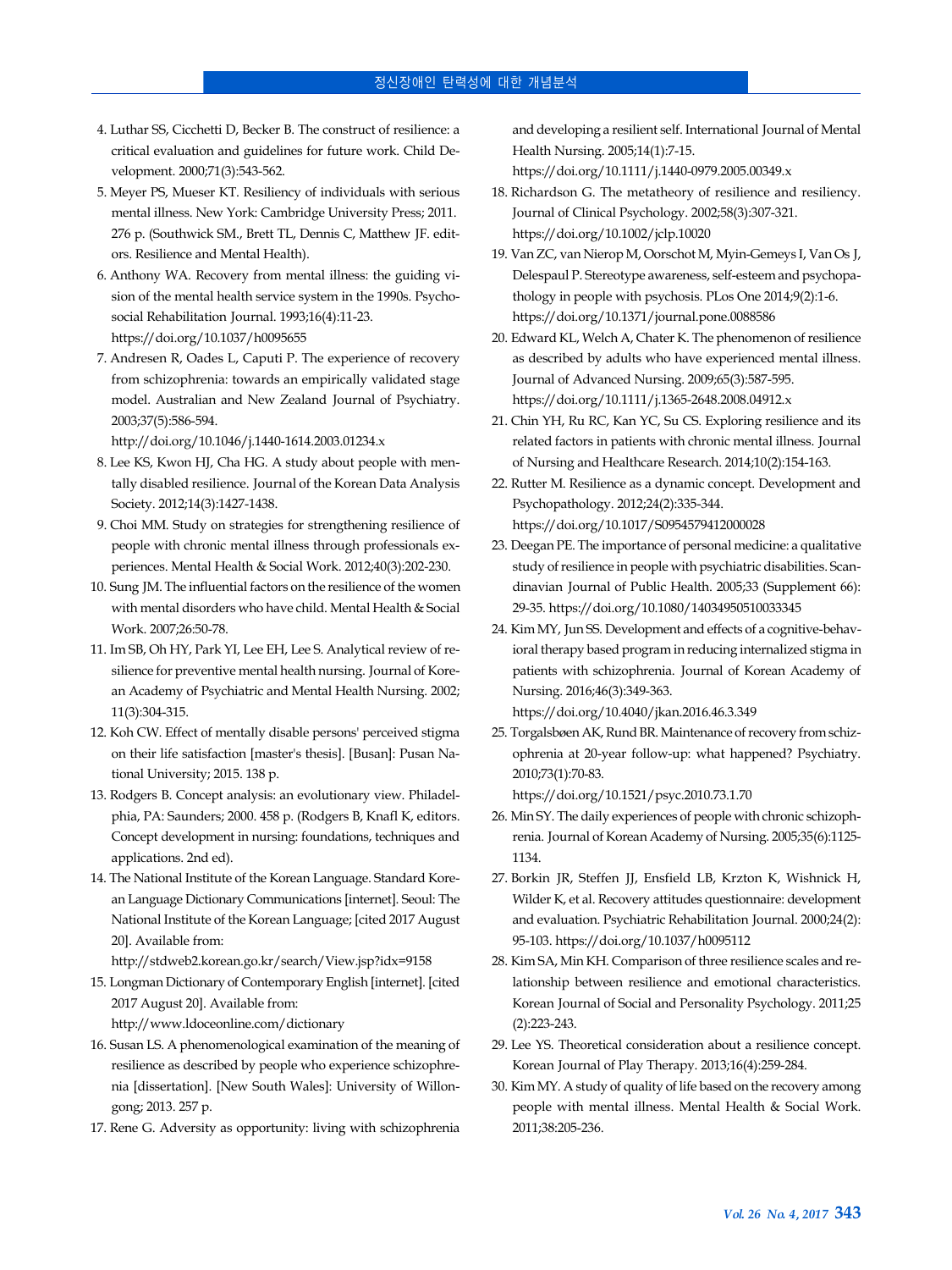4. Luthar SS, Cicchetti D, Becker B. The construct of resilience: a critical evaluation and guidelines for future work. Child Development. 2000;71(3):543-562.
5. Meyer PS, Mueser KT. Resiliency of individuals with serious mental illness. New York: Cambridge University Press; 2011. 276 p. (Southwick SM., Brett TL, Dennis C, Matthew JF. editors. Resilience and Mental Health).
6. Anthony WA. Recovery from mental illness: the guiding vision of the mental health service system in the 1990s. Psychosocial Rehabilitation Journal. 1993;16(4):11-23. https://doi.org/10.1037/h0095655
7. Andresen R, Oades L, Caputi P. The experience of recovery from schizophrenia: towards an empirically validated stage model. Australian and New Zealand Journal of Psychiatry. 2003;37(5):586-594. http://doi.org/10.1046/j.1440-1614.2003.01234.x
8. Lee KS, Kwon HJ, Cha HG. A study about people with mentally disabled resilience. Journal of the Korean Data Analysis Society. 2012;14(3):1427-1438.
9. Choi MM. Study on strategies for strengthening resilience of people with chronic mental illness through professionals experiences. Mental Health & Social Work. 2012;40(3):202-230.
10. Sung JM. The influential factors on the resilience of the women with mental disorders who have child. Mental Health & Social Work. 2007;26:50-78.
11. Im SB, Oh HY, Park YI, Lee EH, Lee S. Analytical review of resilience for preventive mental health nursing. Journal of Korean Academy of Psychiatric and Mental Health Nursing. 2002; 11(3):304-315.
12. Koh CW. Effect of mentally disable persons' perceived stigma on their life satisfaction [master's thesis]. [Busan]: Pusan National University; 2015. 138 p.
13. Rodgers B. Concept analysis: an evolutionary view. Philadelphia, PA: Saunders; 2000. 458 p. (Rodgers B, Knafl K, editors. Concept development in nursing: foundations, techniques and applications. 2nd ed).
14. The National Institute of the Korean Language. Standard Korean Language Dictionary Communications [internet]. Seoul: The National Institute of the Korean Language; [cited 2017 August 20]. Available from: http://stdweb2.korean.go.kr/search/View.jsp?idx=9158
15. Longman Dictionary of Contemporary English [internet]. [cited 2017 August 20]. Available from: http://www.ldoceonline.com/dictionary
16. Susan LS. A phenomenological examination of the meaning of resilience as described by people who experience schizophrenia [dissertation]. [New South Wales]: University of Willongong; 2013. 257 p.
17. Rene G. Adversity as opportunity: living with schizophrenia and developing a resilient self. International Journal of Mental Health Nursing. 2005;14(1):7-15. https://doi.org/10.1111/j.1440-0979.2005.00349.x
18. Richardson G. The metatheory of resilience and resiliency. Journal of Clinical Psychology. 2002;58(3):307-321. https://doi.org/10.1002/jclp.10020
19. Van ZC, van Nierop M, Oorschot M, Myin-Gemeys I, Van Os J, Delespaul P. Stereotype awareness, self-esteem and psychopathology in people with psychosis. PLos One 2014;9(2):1-6. https://doi.org/10.1371/journal.pone.0088586
20. Edward KL, Welch A, Chater K. The phenomenon of resilience as described by adults who have experienced mental illness. Journal of Advanced Nursing. 2009;65(3):587-595. https://doi.org/10.1111/j.1365-2648.2008.04912.x
21. Chin YH, Ru RC, Kan YC, Su CS. Exploring resilience and its related factors in patients with chronic mental illness. Journal of Nursing and Healthcare Research. 2014;10(2):154-163.
22. Rutter M. Resilience as a dynamic concept. Development and Psychopathology. 2012;24(2):335-344. https://doi.org/10.1017/S0954579412000028
23. Deegan PE. The importance of personal medicine: a qualitative study of resilience in people with psychiatric disabilities. Scandinavian Journal of Public Health. 2005;33 (Supplement 66): 29-35. https://doi.org/10.1080/14034950510033345
24. Kim MY, Jun SS. Development and effects of a cognitive-behavioral therapy based program in reducing internalized stigma in patients with schizophrenia. Journal of Korean Academy of Nursing. 2016;46(3):349-363. https://doi.org/10.4040/jkan.2016.46.3.349
25. Torgalsbøen AK, Rund BR. Maintenance of recovery from schizophrenia at 20-year follow-up: what happened? Psychiatry. 2010;73(1):70-83. https://doi.org/10.1521/psyc.2010.73.1.70
26. Min SY. The daily experiences of people with chronic schizophrenia. Journal of Korean Academy of Nursing. 2005;35(6):1125-1134.
27. Borkin JR, Steffen JJ, Ensfield LB, Krzton K, Wishnick H, Wilder K, et al. Recovery attitudes questionnaire: development and evaluation. Psychiatric Rehabilitation Journal. 2000;24(2): 95-103. https://doi.org/10.1037/h0095112
28. Kim SA, Min KH. Comparison of three resilience scales and relationship between resilience and emotional characteristics. Korean Journal of Social and Personality Psychology. 2011;25 (2):223-243.
29. Lee YS. Theoretical consideration about a resilience concept. Korean Journal of Play Therapy. 2013;16(4):259-284.
30. Kim MY. A study of quality of life based on the recovery among people with mental illness. Mental Health & Social Work. 2011;38:205-236.